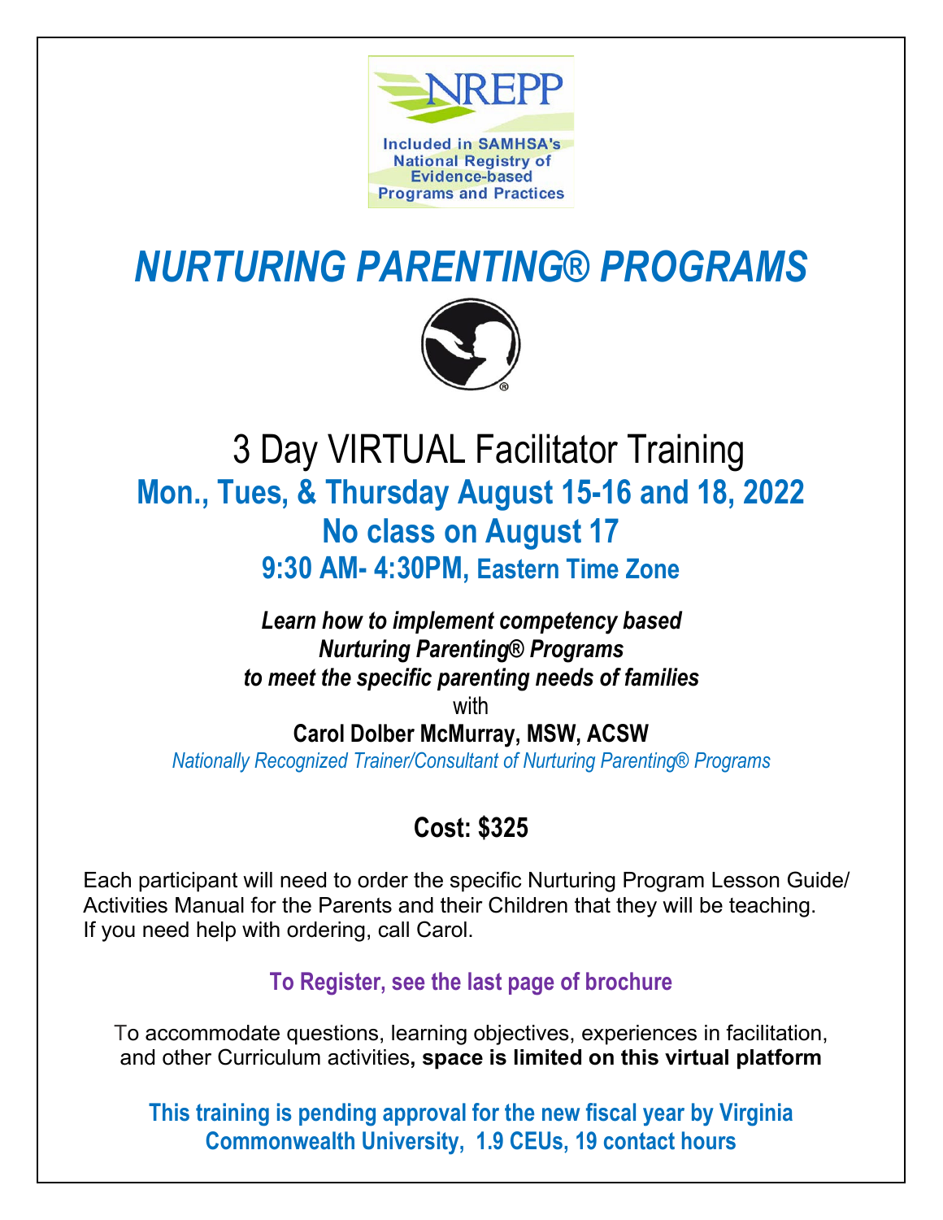NREPP

Included in SAMHSA's National Registry of Evidence-based Programs and Practices

# *NURTURING PARENTING® PROGRAMS*

## 3 Day VIRTUAL Facilitator Training

**Mon., Tues, & Thursday August 15-16 and 18, 2022**

**No class on August 17**

**9:30 AM- 4:30PM, Eastern Time Zone**

***Learn how to implement competency based Nurturing Parenting® Programs to meet the specific parenting needs of families***

with

**Carol Dolber McMurray, MSW, ACSW**

*Nationally Recognized Trainer/Consultant of Nurturing Parenting® Programs*

**Cost: $325**

Each participant will need to order the specific Nurturing Program Lesson Guide/ Activities Manual for the Parents and their Children that they will be teaching. If you need help with ordering, call Carol.

**To Register, see the last page of brochure**

To accommodate questions, learning objectives, experiences in facilitation, and other Curriculum activities**, space is limited on this virtual platform**

**This training is pending approval for the new fiscal year by Virginia Commonwealth University, 1.9 CEUs, 19 contact hours**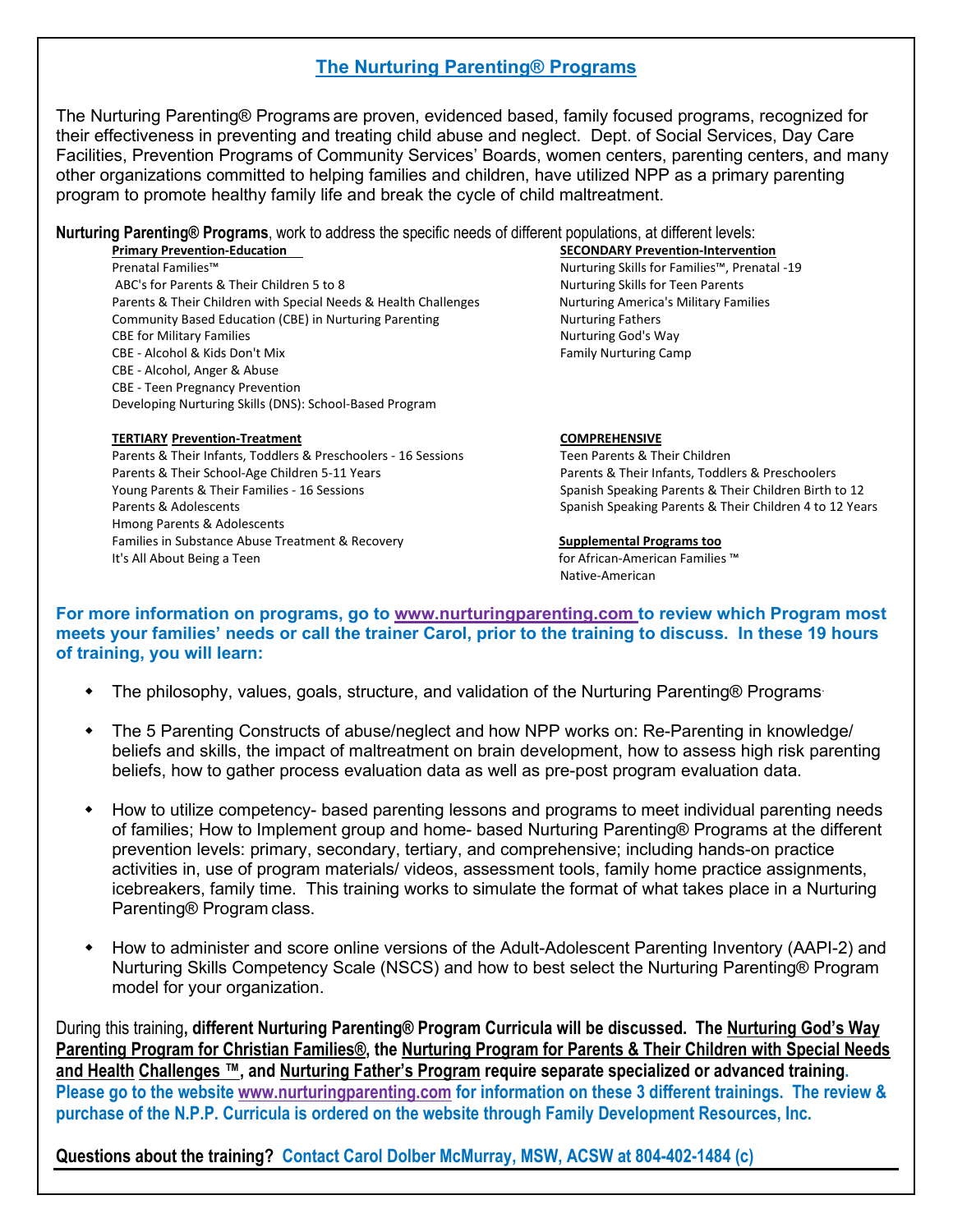## The Nurturing Parenting® Programs

The Nurturing Parenting® Programs are proven, evidenced based, family focused programs, recognized for their effectiveness in preventing and treating child abuse and neglect. Dept. of Social Services, Day Care Facilities, Prevention Programs of Community Services' Boards, women centers, parenting centers, and many other organizations committed to helping families and children, have utilized NPP as a primary parenting program to promote healthy family life and break the cycle of child maltreatment.

**Nurturing Parenting® Programs**, work to address the specific needs of different populations, at different levels:

**Primary Prevention-Education**

- Prenatal Families™
- ABC's for Parents & Their Children 5 to 8
- Parents & Their Children with Special Needs & Health Challenges
- Community Based Education (CBE) in Nurturing Parenting
- CBE for Military Families
- CBE - Alcohol & Kids Don't Mix
- CBE - Alcohol, Anger & Abuse
- CBE - Teen Pregnancy Prevention
- Developing Nurturing Skills (DNS): School-Based Program

**SECONDARY Prevention-Intervention**

- Nurturing Skills for Families™, Prenatal -19
- Nurturing Skills for Teen Parents
- Nurturing America's Military Families
- Nurturing Fathers
- Nurturing God's Way
- Family Nurturing Camp

**TERTIARY Prevention-Treatment**

- Parents & Their Infants, Toddlers & Preschoolers - 16 Sessions
- Parents & Their School-Age Children 5-11 Years
- Young Parents & Their Families - 16 Sessions
- Parents & Adolescents
- Hmong Parents & Adolescents
- Families in Substance Abuse Treatment & Recovery
- It's All About Being a Teen

**COMPREHENSIVE**

- Teen Parents & Their Children
- Parents & Their Infants, Toddlers & Preschoolers
- Spanish Speaking Parents & Their Children Birth to 12
- Spanish Speaking Parents & Their Children 4 to 12 Years

**Supplemental Programs too**

- for African-American Families ™
- Native-American

**For more information on programs, go to www.nurturingparenting.com to review which Program most meets your families' needs or call the trainer Carol, prior to the training to discuss. In these 19 hours of training, you will learn:**

- The philosophy, values, goals, structure, and validation of the Nurturing Parenting® Programs.
- The 5 Parenting Constructs of abuse/neglect and how NPP works on: Re-Parenting in knowledge/ beliefs and skills, the impact of maltreatment on brain development, how to assess high risk parenting beliefs, how to gather process evaluation data as well as pre-post program evaluation data.
- How to utilize competency- based parenting lessons and programs to meet individual parenting needs of families; How to Implement group and home- based Nurturing Parenting® Programs at the different prevention levels: primary, secondary, tertiary, and comprehensive; including hands-on practice activities in, use of program materials/ videos, assessment tools, family home practice assignments, icebreakers, family time. This training works to simulate the format of what takes place in a Nurturing Parenting® Program class.
- How to administer and score online versions of the Adult-Adolescent Parenting Inventory (AAPI-2) and Nurturing Skills Competency Scale (NSCS) and how to best select the Nurturing Parenting® Program model for your organization.

During this training**, different Nurturing Parenting® Program Curricula will be discussed. The Nurturing God's Way Parenting Program for Christian Families®, the Nurturing Program for Parents & Their Children with Special Needs and Health Challenges ™, and Nurturing Father's Program require separate specialized or advanced training. Please go to the website www.nurturingparenting.com for information on these 3 different trainings. The review & purchase of the N.P.P. Curricula is ordered on the website through Family Development Resources, Inc.**

**Questions about the training? Contact Carol Dolber McMurray, MSW, ACSW at 804-402-1484 (c)**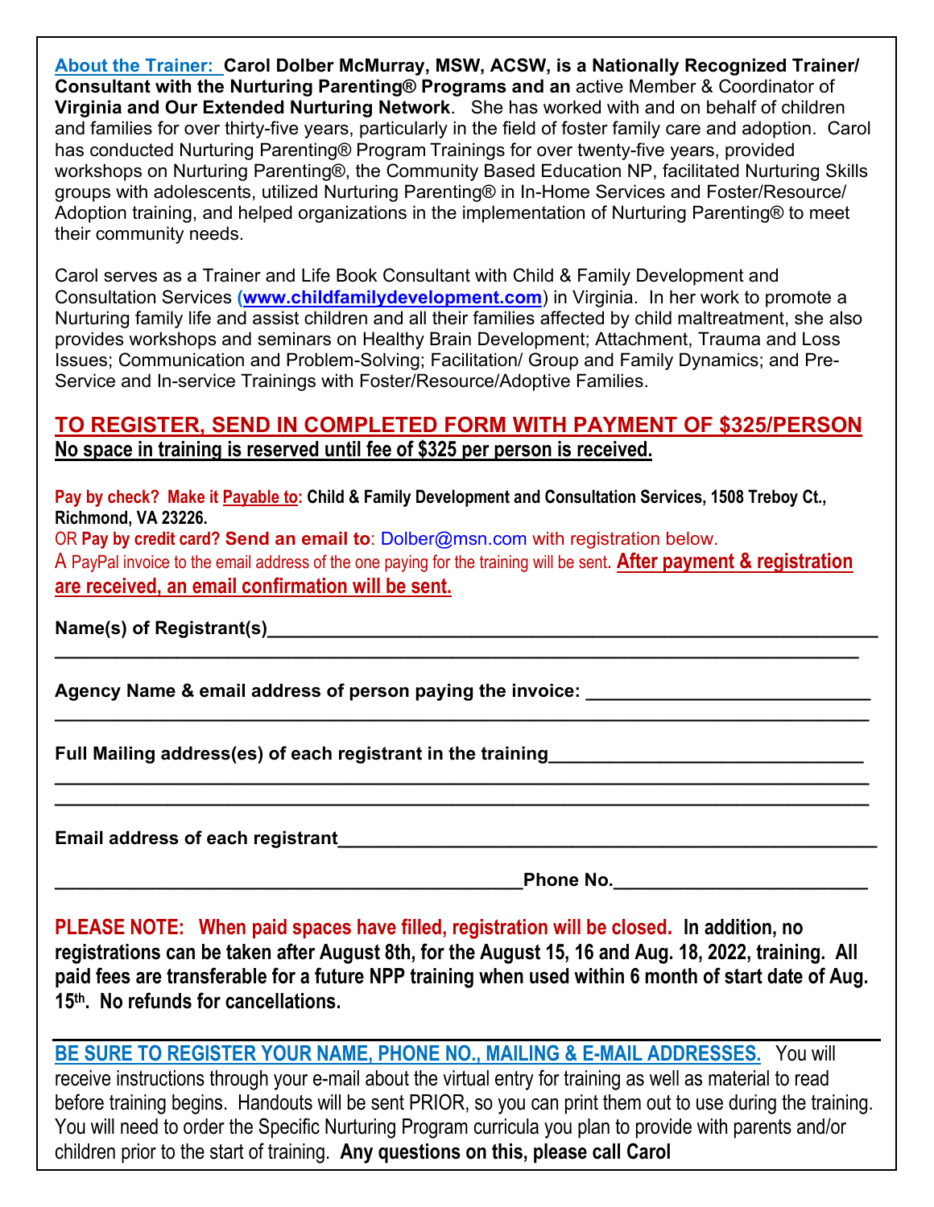**About the Trainer:** **Carol Dolber McMurray, MSW, ACSW, is a Nationally Recognized Trainer/ Consultant with the Nurturing Parenting® Programs and an** active Member & Coordinator of **Virginia and Our Extended Nurturing Network**. She has worked with and on behalf of children and families for over thirty-five years, particularly in the field of foster family care and adoption. Carol has conducted Nurturing Parenting® Program Trainings for over twenty-five years, provided workshops on Nurturing Parenting®, the Community Based Education NP, facilitated Nurturing Skills groups with adolescents, utilized Nurturing Parenting® in In-Home Services and Foster/Resource/ Adoption training, and helped organizations in the implementation of Nurturing Parenting® to meet their community needs.

Carol serves as a Trainer and Life Book Consultant with Child & Family Development and Consultation Services (**www.childfamilydevelopment.com**) in Virginia. In her work to promote a Nurturing family life and assist children and all their families affected by child maltreatment, she also provides workshops and seminars on Healthy Brain Development; Attachment, Trauma and Loss Issues; Communication and Problem-Solving; Facilitation/ Group and Family Dynamics; and Pre-Service and In-service Trainings with Foster/Resource/Adoptive Families.

## TO REGISTER, SEND IN COMPLETED FORM WITH PAYMENT OF $325/PERSON

**No space in training is reserved until fee of $325 per person is received.**

**Pay by check? Make it Payable to: Child & Family Development and Consultation Services, 1508 Treboy Ct., Richmond, VA 23226.**

OR **Pay by credit card? Send an email to**: Dolber@msn.com with registration below.

A PayPal invoice to the email address of the one paying for the training will be sent. **After payment & registration are received, an email confirmation will be sent.**

**Name(s) of Registrant(s)**________________________________________________________

______________________________________________________________________________

**Agency Name & email address of person paying the invoice:** ___________________________

______________________________________________________________________________

**Full Mailing address(es) of each registrant in the training**______________________________

______________________________________________________________________________

______________________________________________________________________________

**Email address of each registrant**_____________________________________________________

____________________________________________**Phone No.**________________________

**PLEASE NOTE: When paid spaces have filled, registration will be closed. In addition, no registrations can be taken after August 8th, for the August 15, 16 and Aug. 18, 2022, training. All paid fees are transferable for a future NPP training when used within 6 month of start date of Aug. 15th. No refunds for cancellations.**

---

**BE SURE TO REGISTER YOUR NAME, PHONE NO., MAILING & E-MAIL ADDRESSES.** You will receive instructions through your e-mail about the virtual entry for training as well as material to read before training begins. Handouts will be sent PRIOR, so you can print them out to use during the training. You will need to order the Specific Nurturing Program curricula you plan to provide with parents and/or children prior to the start of training. **Any questions on this, please call Carol**